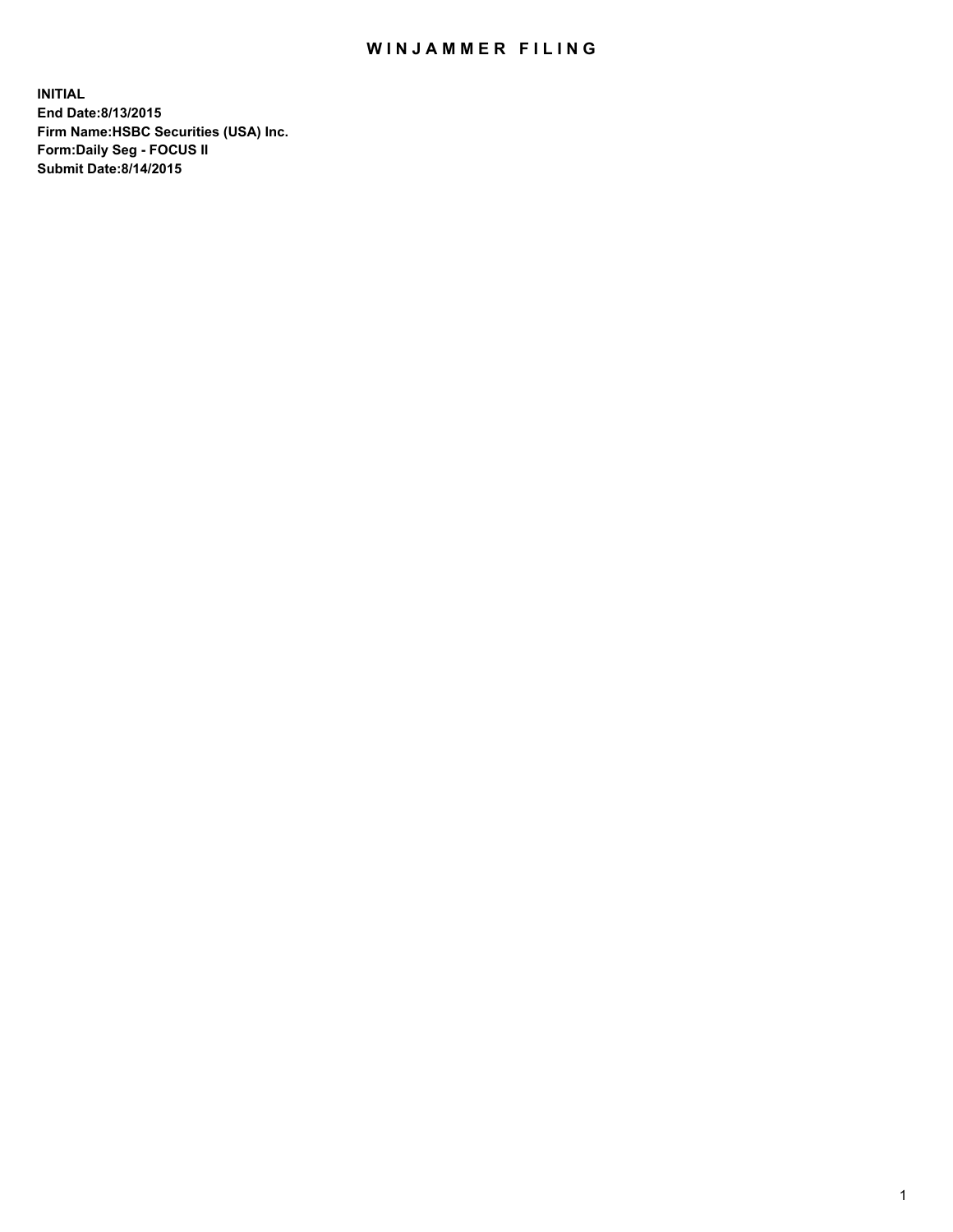# WINJAMMER FILING

**INITIAL**
**End Date:8/13/2015**
**Firm Name:HSBC Securities (USA) Inc.**
**Form:Daily Seg - FOCUS II**
**Submit Date:8/14/2015**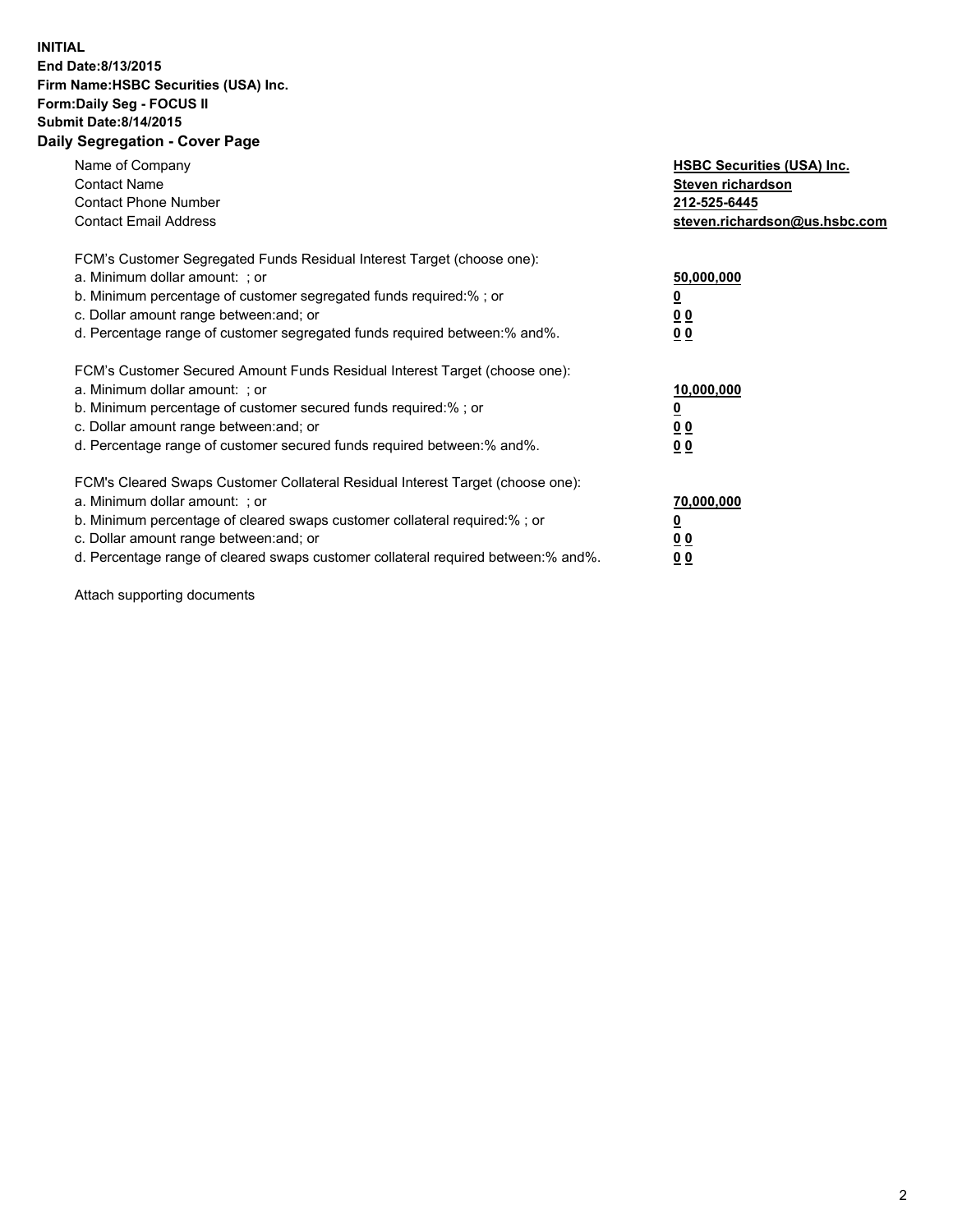**INITIAL**
**End Date:8/13/2015**
**Firm Name:HSBC Securities (USA) Inc.**
**Form:Daily Seg - FOCUS II**
**Submit Date:8/14/2015**

## Daily Segregation - Cover Page

| | |
|---|---|
| Name of Company | **HSBC Securities (USA) Inc.** |
| Contact Name | **Steven richardson** |
| Contact Phone Number | **212-525-6445** |
| Contact Email Address | **steven.richardson@us.hsbc.com** |
| FCM's Customer Segregated Funds Residual Interest Target (choose one): | |
| a. Minimum dollar amount: ; or | **50,000,000** |
| b. Minimum percentage of customer segregated funds required:% ; or | **0** |
| c. Dollar amount range between:and; or | **0 0** |
| d. Percentage range of customer segregated funds required between:% and%. | **0 0** |
| FCM's Customer Secured Amount Funds Residual Interest Target (choose one): | |
| a. Minimum dollar amount: ; or | **10,000,000** |
| b. Minimum percentage of customer secured funds required:% ; or | **0** |
| c. Dollar amount range between:and; or | **0 0** |
| d. Percentage range of customer secured funds required between:% and%. | **0 0** |
| FCM's Cleared Swaps Customer Collateral Residual Interest Target (choose one): | |
| a. Minimum dollar amount: ; or | **70,000,000** |
| b. Minimum percentage of cleared swaps customer collateral required:% ; or | **0** |
| c. Dollar amount range between:and; or | **0 0** |
| d. Percentage range of cleared swaps customer collateral required between:% and%. | **0 0** |

Attach supporting documents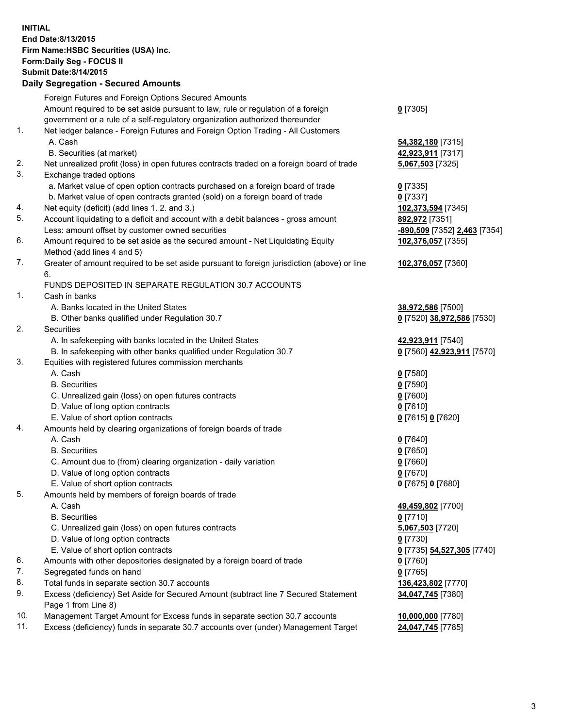**INITIAL**
**End Date:8/13/2015**
**Firm Name:HSBC Securities (USA) Inc.**
**Form:Daily Seg - FOCUS II**
**Submit Date:8/14/2015**

**Daily Segregation - Secured Amounts**

| | | |
|---|---|---|
| | Foreign Futures and Foreign Options Secured Amounts | |
| | Amount required to be set aside pursuant to law, rule or regulation of a foreign government or a rule of a self-regulatory organization authorized thereunder | **0** [7305] |
| 1. | Net ledger balance - Foreign Futures and Foreign Option Trading - All Customers | |
| | A. Cash | **54,382,180** [7315] |
| | B. Securities (at market) | **42,923,911** [7317] |
| 2. | Net unrealized profit (loss) in open futures contracts traded on a foreign board of trade | **5,067,503** [7325] |
| 3. | Exchange traded options | |
| | a. Market value of open option contracts purchased on a foreign board of trade | **0** [7335] |
| | b. Market value of open contracts granted (sold) on a foreign board of trade | **0** [7337] |
| 4. | Net equity (deficit) (add lines 1. 2. and 3.) | **102,373,594** [7345] |
| 5. | Account liquidating to a deficit and account with a debit balances - gross amount | **892,972** [7351] |
| | Less: amount offset by customer owned securities | **-890,509** [7352] **2,463** [7354] |
| 6. | Amount required to be set aside as the secured amount - Net Liquidating Equity Method (add lines 4 and 5) | **102,376,057** [7355] |
| 7. | Greater of amount required to be set aside pursuant to foreign jurisdiction (above) or line 6. | **102,376,057** [7360] |
| | FUNDS DEPOSITED IN SEPARATE REGULATION 30.7 ACCOUNTS | |
| 1. | Cash in banks | |
| | A. Banks located in the United States | **38,972,586** [7500] |
| | B. Other banks qualified under Regulation 30.7 | **0** [7520] **38,972,586** [7530] |
| 2. | Securities | |
| | A. In safekeeping with banks located in the United States | **42,923,911** [7540] |
| | B. In safekeeping with other banks qualified under Regulation 30.7 | **0** [7560] **42,923,911** [7570] |
| 3. | Equities with registered futures commission merchants | |
| | A. Cash | **0** [7580] |
| | B. Securities | **0** [7590] |
| | C. Unrealized gain (loss) on open futures contracts | **0** [7600] |
| | D. Value of long option contracts | **0** [7610] |
| | E. Value of short option contracts | **0** [7615] **0** [7620] |
| 4. | Amounts held by clearing organizations of foreign boards of trade | |
| | A. Cash | **0** [7640] |
| | B. Securities | **0** [7650] |
| | C. Amount due to (from) clearing organization - daily variation | **0** [7660] |
| | D. Value of long option contracts | **0** [7670] |
| | E. Value of short option contracts | **0** [7675] **0** [7680] |
| 5. | Amounts held by members of foreign boards of trade | |
| | A. Cash | **49,459,802** [7700] |
| | B. Securities | **0** [7710] |
| | C. Unrealized gain (loss) on open futures contracts | **5,067,503** [7720] |
| | D. Value of long option contracts | **0** [7730] |
| | E. Value of short option contracts | **0** [7735] **54,527,305** [7740] |
| 6. | Amounts with other depositories designated by a foreign board of trade | **0** [7760] |
| 7. | Segregated funds on hand | **0** [7765] |
| 8. | Total funds in separate section 30.7 accounts | **136,423,802** [7770] |
| 9. | Excess (deficiency) Set Aside for Secured Amount (subtract line 7 Secured Statement Page 1 from Line 8) | **34,047,745** [7380] |
| 10. | Management Target Amount for Excess funds in separate section 30.7 accounts | **10,000,000** [7780] |
| 11. | Excess (deficiency) funds in separate 30.7 accounts over (under) Management Target | **24,047,745** [7785] |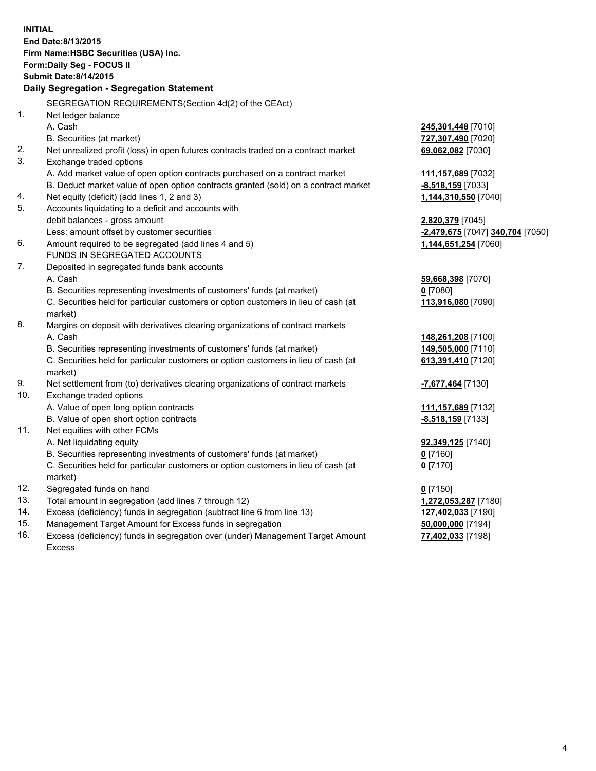**INITIAL**
**End Date:8/13/2015**
**Firm Name:HSBC Securities (USA) Inc.**
**Form:Daily Seg - FOCUS II**
**Submit Date:8/14/2015**

**Daily Segregation - Segregation Statement**

SEGREGATION REQUIREMENTS(Section 4d(2) of the CEAct)

| | | |
|---|---|---|
| 1. | Net ledger balance | |
| | A. Cash | **245,301,448** [7010] |
| | B. Securities (at market) | **727,307,490** [7020] |
| 2. | Net unrealized profit (loss) in open futures contracts traded on a contract market | **69,062,082** [7030] |
| 3. | Exchange traded options | |
| | A. Add market value of open option contracts purchased on a contract market | **111,157,689** [7032] |
| | B. Deduct market value of open option contracts granted (sold) on a contract market | **-8,518,159** [7033] |
| 4. | Net equity (deficit) (add lines 1, 2 and 3) | **1,144,310,550** [7040] |
| 5. | Accounts liquidating to a deficit and accounts with debit balances - gross amount | **2,820,379** [7045] |
| | Less: amount offset by customer securities | **-2,479,675** [7047] **340,704** [7050] |
| 6. | Amount required to be segregated (add lines 4 and 5) | **1,144,651,254** [7060] |
| | FUNDS IN SEGREGATED ACCOUNTS | |
| 7. | Deposited in segregated funds bank accounts | |
| | A. Cash | **59,668,398** [7070] |
| | B. Securities representing investments of customers' funds (at market) | **0** [7080] |
| | C. Securities held for particular customers or option customers in lieu of cash (at market) | **113,916,080** [7090] |
| 8. | Margins on deposit with derivatives clearing organizations of contract markets | |
| | A. Cash | **148,261,208** [7100] |
| | B. Securities representing investments of customers' funds (at market) | **149,505,000** [7110] |
| | C. Securities held for particular customers or option customers in lieu of cash (at market) | **613,391,410** [7120] |
| 9. | Net settlement from (to) derivatives clearing organizations of contract markets | **-7,677,464** [7130] |
| 10. | Exchange traded options | |
| | A. Value of open long option contracts | **111,157,689** [7132] |
| | B. Value of open short option contracts | **-8,518,159** [7133] |
| 11. | Net equities with other FCMs | |
| | A. Net liquidating equity | **92,349,125** [7140] |
| | B. Securities representing investments of customers' funds (at market) | **0** [7160] |
| | C. Securities held for particular customers or option customers in lieu of cash (at market) | **0** [7170] |
| 12. | Segregated funds on hand | **0** [7150] |
| 13. | Total amount in segregation (add lines 7 through 12) | **1,272,053,287** [7180] |
| 14. | Excess (deficiency) funds in segregation (subtract line 6 from line 13) | **127,402,033** [7190] |
| 15. | Management Target Amount for Excess funds in segregation | **50,000,000** [7194] |
| 16. | Excess (deficiency) funds in segregation over (under) Management Target Amount Excess | **77,402,033** [7198] |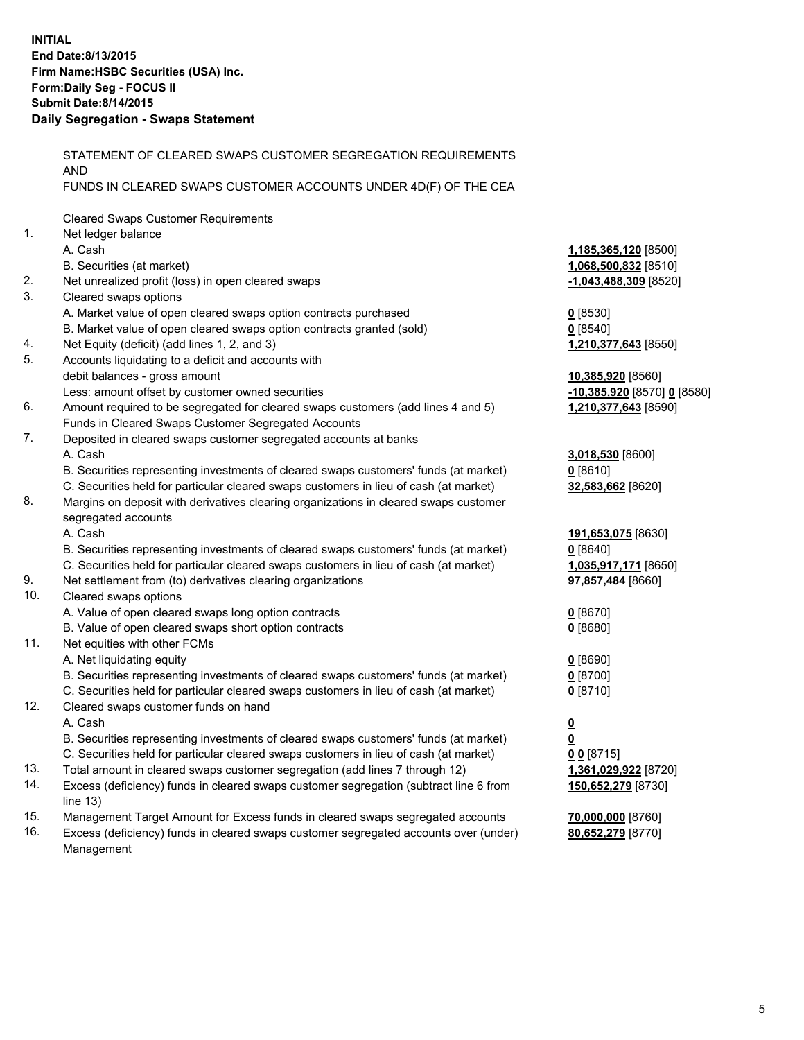**INITIAL**
**End Date:8/13/2015**
**Firm Name:HSBC Securities (USA) Inc.**
**Form:Daily Seg - FOCUS II**
**Submit Date:8/14/2015**
**Daily Segregation - Swaps Statement**

STATEMENT OF CLEARED SWAPS CUSTOMER SEGREGATION REQUIREMENTS AND FUNDS IN CLEARED SWAPS CUSTOMER ACCOUNTS UNDER 4D(F) OF THE CEA

| | | |
|---|---|---|
| | Cleared Swaps Customer Requirements | |
| 1. | Net ledger balance | |
| | A. Cash | **1,185,365,120** [8500] |
| | B. Securities (at market) | **1,068,500,832** [8510] |
| 2. | Net unrealized profit (loss) in open cleared swaps | **-1,043,488,309** [8520] |
| 3. | Cleared swaps options | |
| | A. Market value of open cleared swaps option contracts purchased | **0** [8530] |
| | B. Market value of open cleared swaps option contracts granted (sold) | **0** [8540] |
| 4. | Net Equity (deficit) (add lines 1, 2, and 3) | **1,210,377,643** [8550] |
| 5. | Accounts liquidating to a deficit and accounts with debit balances - gross amount | **10,385,920** [8560] |
| | Less: amount offset by customer owned securities | **-10,385,920** [8570] **0** [8580] |
| 6. | Amount required to be segregated for cleared swaps customers (add lines 4 and 5) | **1,210,377,643** [8590] |
| | Funds in Cleared Swaps Customer Segregated Accounts | |
| 7. | Deposited in cleared swaps customer segregated accounts at banks | |
| | A. Cash | **3,018,530** [8600] |
| | B. Securities representing investments of cleared swaps customers' funds (at market) | **0** [8610] |
| | C. Securities held for particular cleared swaps customers in lieu of cash (at market) | **32,583,662** [8620] |
| 8. | Margins on deposit with derivatives clearing organizations in cleared swaps customer segregated accounts | |
| | A. Cash | **191,653,075** [8630] |
| | B. Securities representing investments of cleared swaps customers' funds (at market) | **0** [8640] |
| | C. Securities held for particular cleared swaps customers in lieu of cash (at market) | **1,035,917,171** [8650] |
| 9. | Net settlement from (to) derivatives clearing organizations | **97,857,484** [8660] |
| 10. | Cleared swaps options | |
| | A. Value of open cleared swaps long option contracts | **0** [8670] |
| | B. Value of open cleared swaps short option contracts | **0** [8680] |
| 11. | Net equities with other FCMs | |
| | A. Net liquidating equity | **0** [8690] |
| | B. Securities representing investments of cleared swaps customers' funds (at market) | **0** [8700] |
| | C. Securities held for particular cleared swaps customers in lieu of cash (at market) | **0** [8710] |
| 12. | Cleared swaps customer funds on hand | |
| | A. Cash | **0** |
| | B. Securities representing investments of cleared swaps customers' funds (at market) | **0** |
| | C. Securities held for particular cleared swaps customers in lieu of cash (at market) | **0** **0** [8715] |
| 13. | Total amount in cleared swaps customer segregation (add lines 7 through 12) | **1,361,029,922** [8720] |
| 14. | Excess (deficiency) funds in cleared swaps customer segregation (subtract line 6 from line 13) | **150,652,279** [8730] |
| 15. | Management Target Amount for Excess funds in cleared swaps segregated accounts | **70,000,000** [8760] |
| 16. | Excess (deficiency) funds in cleared swaps customer segregated accounts over (under) Management | **80,652,279** [8770] |